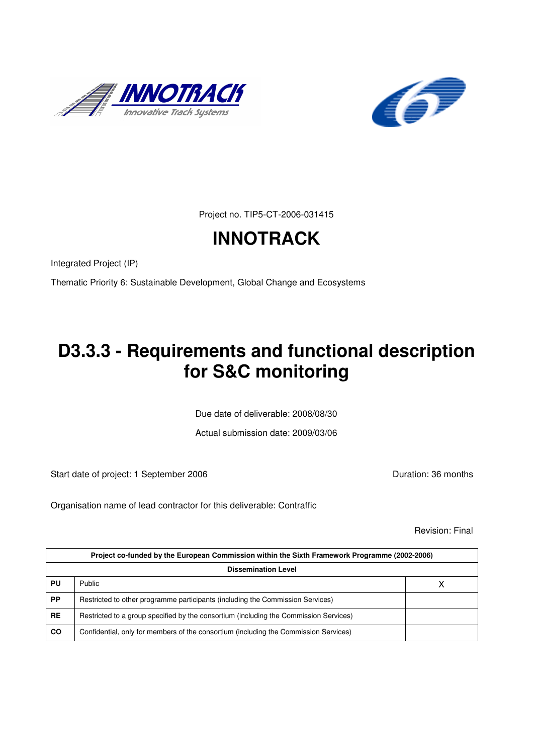Project no. TIP5-CT-2006-031415

# INNOTRACK

Integrated Project (IP)

Thematic Priority 6: Sustainable Development, Global Change and Ecosystems

# D3.3.3 - Requirements and functional description for S&C monitoring

Due date of deliverable: 2008/08/30

Actual submission date: 2009/03/06

Start date of project: 1 September 2006

Duration: 36 months

Organisation name of lead contractor for this deliverable: Contraffic

Revision: Final

| Project co-funded by the European Commission within the Sixth Framework Programme (2002-2006) | | |
|---|---|---|
| **Dissemination Level** | | |
| **PU** | Public | X |
| **PP** | Restricted to other programme participants (including the Commission Services) | |
| **RE** | Restricted to a group specified by the consortium (including the Commission Services) | |
| **CO** | Confidential, only for members of the consortium (including the Commission Services) | |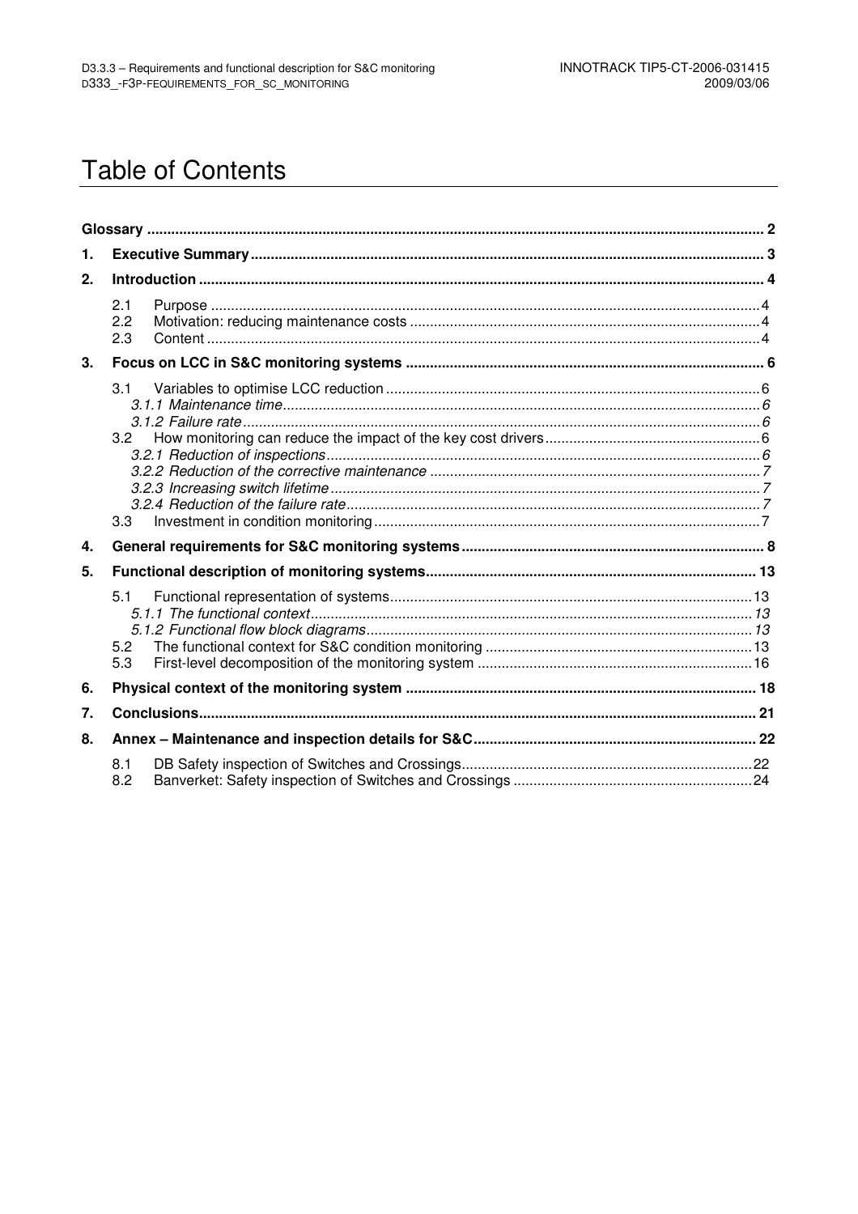# Table of Contents

**Glossary** ........ 2

**1. Executive Summary** ........ 3

**2. Introduction** ........ 4

- 2.1 Purpose ........ 4
- 2.2 Motivation: reducing maintenance costs ........ 4
- 2.3 Content ........ 4

**3. Focus on LCC in S&C monitoring systems** ........ 6

- 3.1 Variables to optimise LCC reduction ........ 6
  - *3.1.1 Maintenance time* ........ 6
  - *3.1.2 Failure rate* ........ 6
- 3.2 How monitoring can reduce the impact of the key cost drivers ........ 6
  - *3.2.1 Reduction of inspections* ........ 6
  - *3.2.2 Reduction of the corrective maintenance* ........ 7
  - *3.2.3 Increasing switch lifetime* ........ 7
  - *3.2.4 Reduction of the failure rate* ........ 7
- 3.3 Investment in condition monitoring ........ 7

**4. General requirements for S&C monitoring systems** ........ 8

**5. Functional description of monitoring systems** ........ 13

- 5.1 Functional representation of systems ........ 13
  - *5.1.1 The functional context* ........ 13
  - *5.1.2 Functional flow block diagrams* ........ 13
- 5.2 The functional context for S&C condition monitoring ........ 13
- 5.3 First-level decomposition of the monitoring system ........ 16

**6. Physical context of the monitoring system** ........ 18

**7. Conclusions** ........ 21

**8. Annex – Maintenance and inspection details for S&C** ........ 22

- 8.1 DB Safety inspection of Switches and Crossings ........ 22
- 8.2 Banverket: Safety inspection of Switches and Crossings ........ 24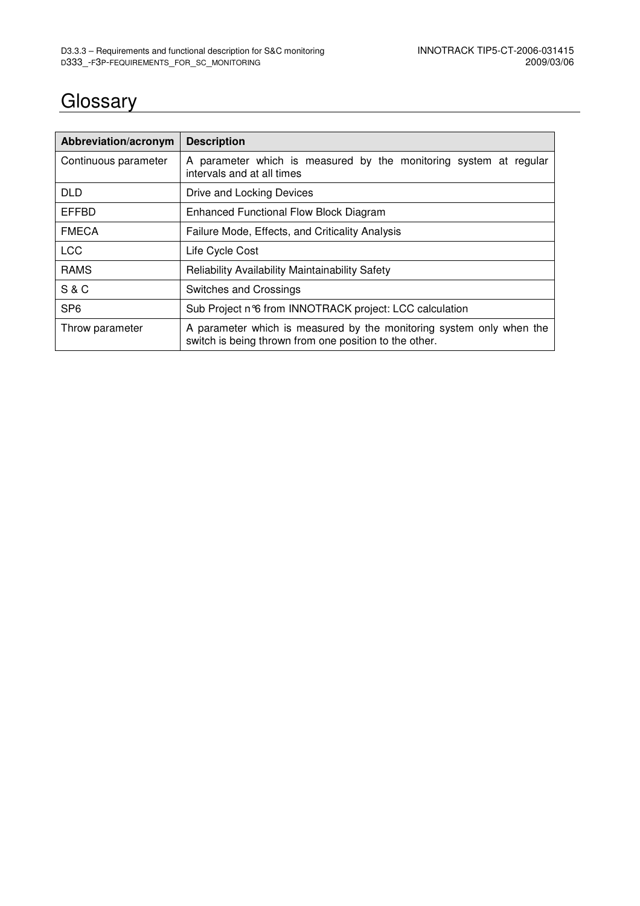# Glossary

| Abbreviation/acronym | Description |
|---|---|
| Continuous parameter | A parameter which is measured by the monitoring system at regular intervals and at all times |
| DLD | Drive and Locking Devices |
| EFFBD | Enhanced Functional Flow Block Diagram |
| FMECA | Failure Mode, Effects, and Criticality Analysis |
| LCC | Life Cycle Cost |
| RAMS | Reliability Availability Maintainability Safety |
| S & C | Switches and Crossings |
| SP6 | Sub Project n°6 from INNOTRACK project: LCC calculation |
| Throw parameter | A parameter which is measured by the monitoring system only when the switch is being thrown from one position to the other. |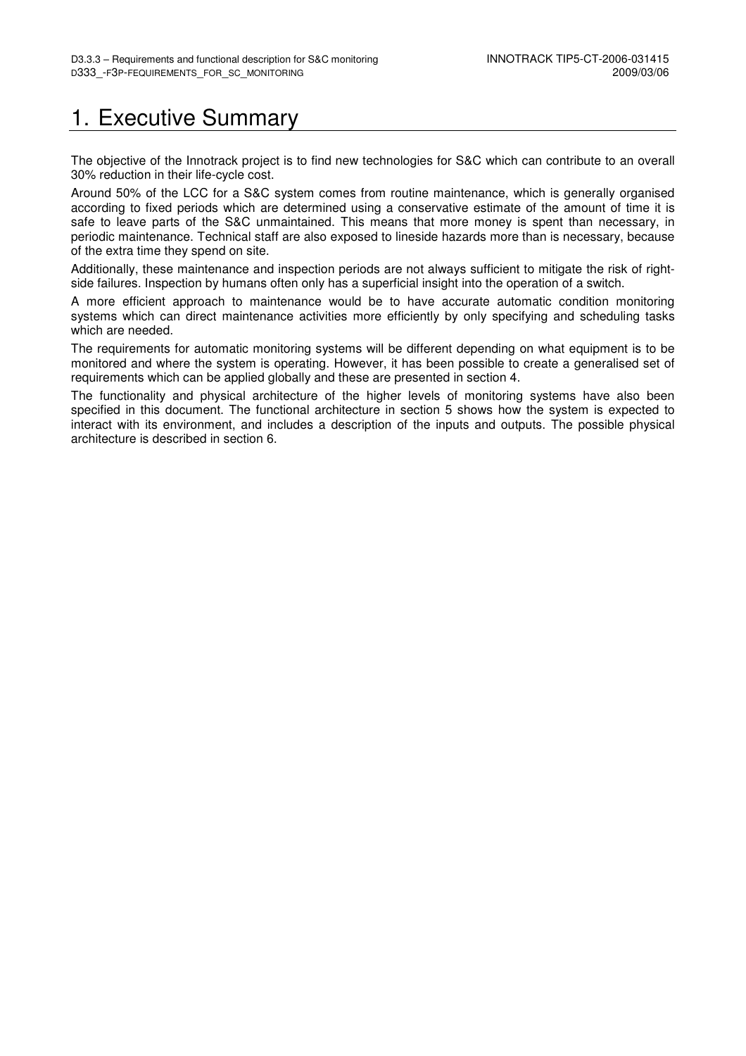# 1. Executive Summary

The objective of the Innotrack project is to find new technologies for S&C which can contribute to an overall 30% reduction in their life-cycle cost.

Around 50% of the LCC for a S&C system comes from routine maintenance, which is generally organised according to fixed periods which are determined using a conservative estimate of the amount of time it is safe to leave parts of the S&C unmaintained. This means that more money is spent than necessary, in periodic maintenance. Technical staff are also exposed to lineside hazards more than is necessary, because of the extra time they spend on site.

Additionally, these maintenance and inspection periods are not always sufficient to mitigate the risk of right-side failures. Inspection by humans often only has a superficial insight into the operation of a switch.

A more efficient approach to maintenance would be to have accurate automatic condition monitoring systems which can direct maintenance activities more efficiently by only specifying and scheduling tasks which are needed.

The requirements for automatic monitoring systems will be different depending on what equipment is to be monitored and where the system is operating. However, it has been possible to create a generalised set of requirements which can be applied globally and these are presented in section 4.

The functionality and physical architecture of the higher levels of monitoring systems have also been specified in this document. The functional architecture in section 5 shows how the system is expected to interact with its environment, and includes a description of the inputs and outputs. The possible physical architecture is described in section 6.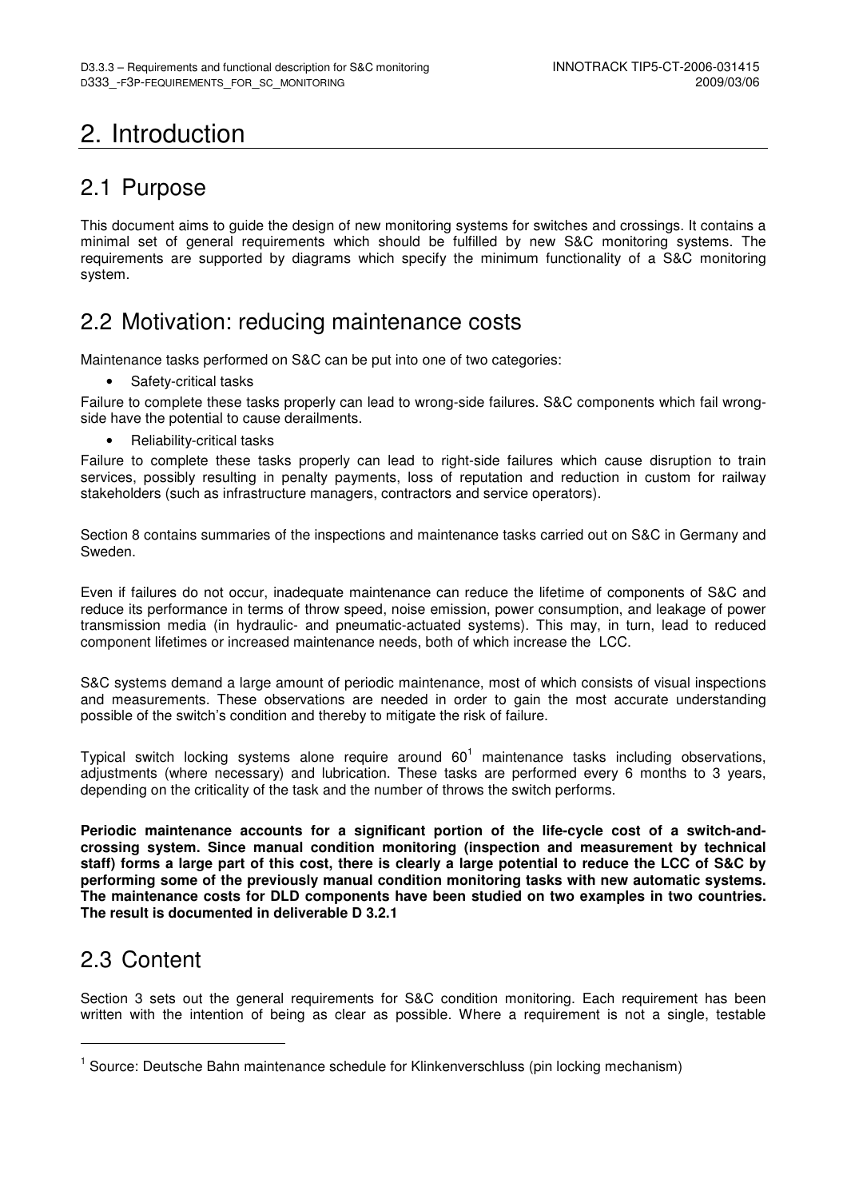# 2. Introduction

## 2.1 Purpose

This document aims to guide the design of new monitoring systems for switches and crossings. It contains a minimal set of general requirements which should be fulfilled by new S&C monitoring systems. The requirements are supported by diagrams which specify the minimum functionality of a S&C monitoring system.

## 2.2 Motivation: reducing maintenance costs

Maintenance tasks performed on S&C can be put into one of two categories:

- Safety-critical tasks

Failure to complete these tasks properly can lead to wrong-side failures. S&C components which fail wrong-side have the potential to cause derailments.

- Reliability-critical tasks

Failure to complete these tasks properly can lead to right-side failures which cause disruption to train services, possibly resulting in penalty payments, loss of reputation and reduction in custom for railway stakeholders (such as infrastructure managers, contractors and service operators).

Section 8 contains summaries of the inspections and maintenance tasks carried out on S&C in Germany and Sweden.

Even if failures do not occur, inadequate maintenance can reduce the lifetime of components of S&C and reduce its performance in terms of throw speed, noise emission, power consumption, and leakage of power transmission media (in hydraulic- and pneumatic-actuated systems). This may, in turn, lead to reduced component lifetimes or increased maintenance needs, both of which increase the LCC.

S&C systems demand a large amount of periodic maintenance, most of which consists of visual inspections and measurements. These observations are needed in order to gain the most accurate understanding possible of the switch's condition and thereby to mitigate the risk of failure.

Typical switch locking systems alone require around 60[1] maintenance tasks including observations, adjustments (where necessary) and lubrication. These tasks are performed every 6 months to 3 years, depending on the criticality of the task and the number of throws the switch performs.

**Periodic maintenance accounts for a significant portion of the life-cycle cost of a switch-and-crossing system. Since manual condition monitoring (inspection and measurement by technical staff) forms a large part of this cost, there is clearly a large potential to reduce the LCC of S&C by performing some of the previously manual condition monitoring tasks with new automatic systems. The maintenance costs for DLD components have been studied on two examples in two countries. The result is documented in deliverable D 3.2.1**

## 2.3 Content

Section 3 sets out the general requirements for S&C condition monitoring. Each requirement has been written with the intention of being as clear as possible. Where a requirement is not a single, testable

[1] Source: Deutsche Bahn maintenance schedule for Klinkenverschluss (pin locking mechanism)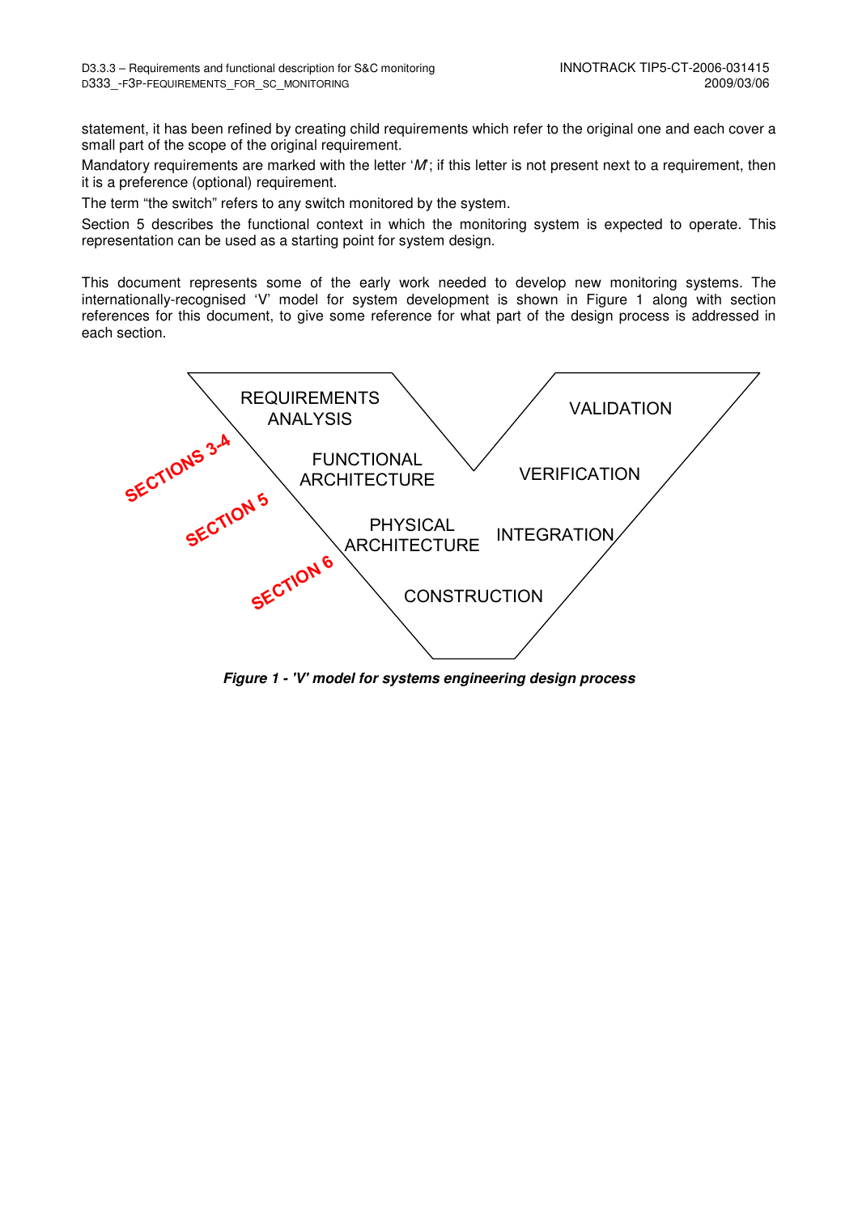statement, it has been refined by creating child requirements which refer to the original one and each cover a small part of the scope of the original requirement.

Mandatory requirements are marked with the letter '*M*'; if this letter is not present next to a requirement, then it is a preference (optional) requirement.

The term "the switch" refers to any switch monitored by the system.

Section 5 describes the functional context in which the monitoring system is expected to operate. This representation can be used as a starting point for system design.

This document represents some of the early work needed to develop new monitoring systems. The internationally-recognised 'V' model for system development is shown in Figure 1 along with section references for this document, to give some reference for what part of the design process is addressed in each section.

REQUIREMENTS ANALYSIS

FUNCTIONAL ARCHITECTURE

PHYSICAL ARCHITECTURE

CONSTRUCTION

INTEGRATION

VERIFICATION

VALIDATION

SECTIONS 3-4

SECTION 5

SECTION 6

***Figure 1 - 'V' model for systems engineering design process***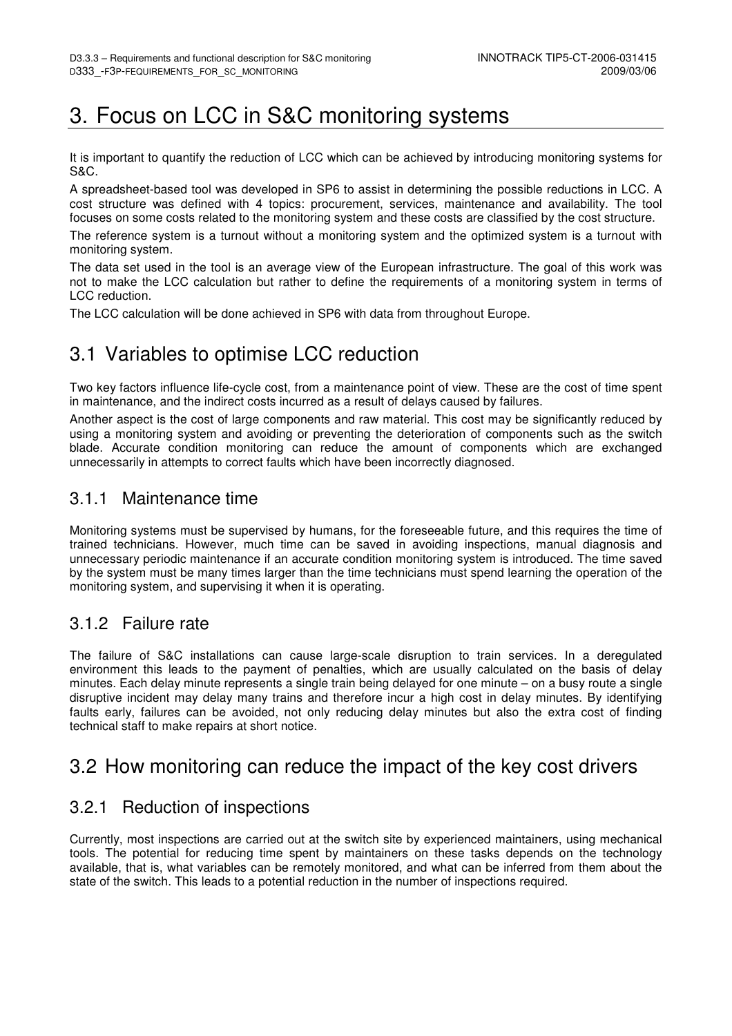# 3. Focus on LCC in S&C monitoring systems

It is important to quantify the reduction of LCC which can be achieved by introducing monitoring systems for S&C.

A spreadsheet-based tool was developed in SP6 to assist in determining the possible reductions in LCC. A cost structure was defined with 4 topics: procurement, services, maintenance and availability. The tool focuses on some costs related to the monitoring system and these costs are classified by the cost structure.

The reference system is a turnout without a monitoring system and the optimized system is a turnout with monitoring system.

The data set used in the tool is an average view of the European infrastructure. The goal of this work was not to make the LCC calculation but rather to define the requirements of a monitoring system in terms of LCC reduction.

The LCC calculation will be done achieved in SP6 with data from throughout Europe.

## 3.1 Variables to optimise LCC reduction

Two key factors influence life-cycle cost, from a maintenance point of view. These are the cost of time spent in maintenance, and the indirect costs incurred as a result of delays caused by failures.

Another aspect is the cost of large components and raw material. This cost may be significantly reduced by using a monitoring system and avoiding or preventing the deterioration of components such as the switch blade. Accurate condition monitoring can reduce the amount of components which are exchanged unnecessarily in attempts to correct faults which have been incorrectly diagnosed.

### 3.1.1 Maintenance time

Monitoring systems must be supervised by humans, for the foreseeable future, and this requires the time of trained technicians. However, much time can be saved in avoiding inspections, manual diagnosis and unnecessary periodic maintenance if an accurate condition monitoring system is introduced. The time saved by the system must be many times larger than the time technicians must spend learning the operation of the monitoring system, and supervising it when it is operating.

### 3.1.2 Failure rate

The failure of S&C installations can cause large-scale disruption to train services. In a deregulated environment this leads to the payment of penalties, which are usually calculated on the basis of delay minutes. Each delay minute represents a single train being delayed for one minute – on a busy route a single disruptive incident may delay many trains and therefore incur a high cost in delay minutes. By identifying faults early, failures can be avoided, not only reducing delay minutes but also the extra cost of finding technical staff to make repairs at short notice.

## 3.2 How monitoring can reduce the impact of the key cost drivers

### 3.2.1 Reduction of inspections

Currently, most inspections are carried out at the switch site by experienced maintainers, using mechanical tools. The potential for reducing time spent by maintainers on these tasks depends on the technology available, that is, what variables can be remotely monitored, and what can be inferred from them about the state of the switch. This leads to a potential reduction in the number of inspections required.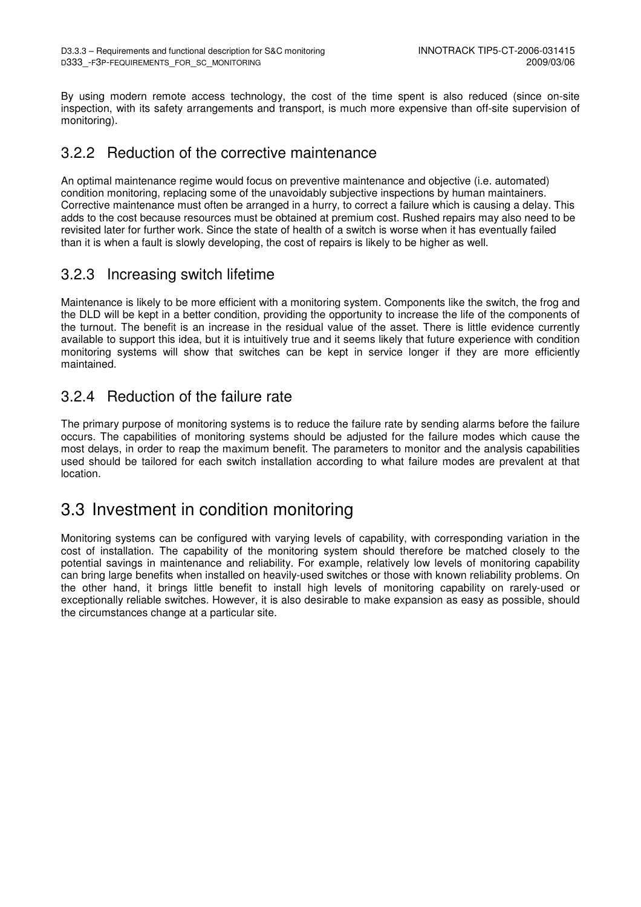By using modern remote access technology, the cost of the time spent is also reduced (since on-site inspection, with its safety arrangements and transport, is much more expensive than off-site supervision of monitoring).

### 3.2.2 Reduction of the corrective maintenance

An optimal maintenance regime would focus on preventive maintenance and objective (i.e. automated) condition monitoring, replacing some of the unavoidably subjective inspections by human maintainers. Corrective maintenance must often be arranged in a hurry, to correct a failure which is causing a delay. This adds to the cost because resources must be obtained at premium cost. Rushed repairs may also need to be revisited later for further work. Since the state of health of a switch is worse when it has eventually failed than it is when a fault is slowly developing, the cost of repairs is likely to be higher as well.

### 3.2.3 Increasing switch lifetime

Maintenance is likely to be more efficient with a monitoring system. Components like the switch, the frog and the DLD will be kept in a better condition, providing the opportunity to increase the life of the components of the turnout. The benefit is an increase in the residual value of the asset. There is little evidence currently available to support this idea, but it is intuitively true and it seems likely that future experience with condition monitoring systems will show that switches can be kept in service longer if they are more efficiently maintained.

### 3.2.4 Reduction of the failure rate

The primary purpose of monitoring systems is to reduce the failure rate by sending alarms before the failure occurs. The capabilities of monitoring systems should be adjusted for the failure modes which cause the most delays, in order to reap the maximum benefit. The parameters to monitor and the analysis capabilities used should be tailored for each switch installation according to what failure modes are prevalent at that location.

## 3.3 Investment in condition monitoring

Monitoring systems can be configured with varying levels of capability, with corresponding variation in the cost of installation. The capability of the monitoring system should therefore be matched closely to the potential savings in maintenance and reliability. For example, relatively low levels of monitoring capability can bring large benefits when installed on heavily-used switches or those with known reliability problems. On the other hand, it brings little benefit to install high levels of monitoring capability on rarely-used or exceptionally reliable switches. However, it is also desirable to make expansion as easy as possible, should the circumstances change at a particular site.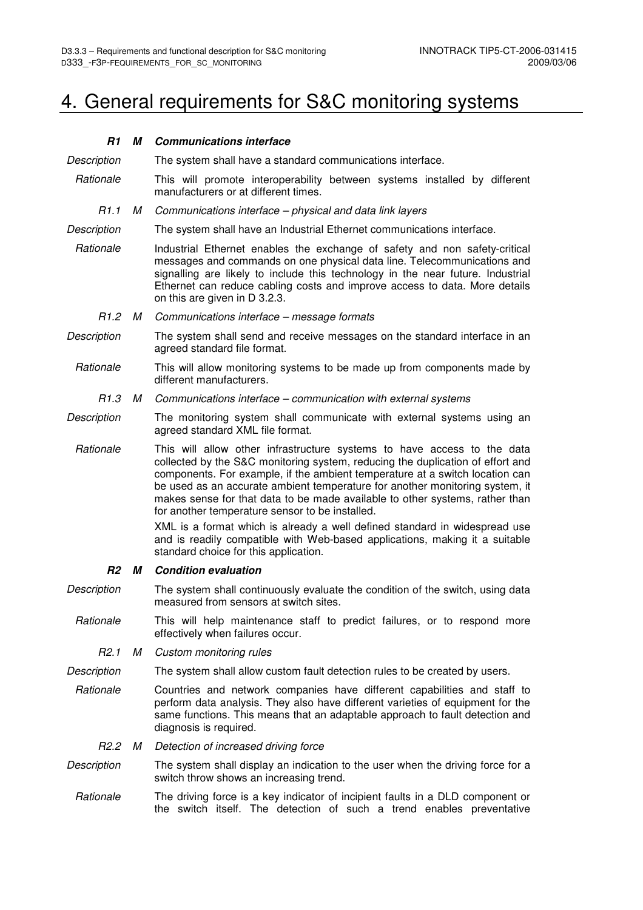# 4. General requirements for S&C monitoring systems

***R1 M Communications interface***

*Description* The system shall have a standard communications interface.

*Rationale* This will promote interoperability between systems installed by different manufacturers or at different times.

*R1.1 M Communications interface – physical and data link layers*

*Description* The system shall have an Industrial Ethernet communications interface.

*Rationale* Industrial Ethernet enables the exchange of safety and non safety-critical messages and commands on one physical data line. Telecommunications and signalling are likely to include this technology in the near future. Industrial Ethernet can reduce cabling costs and improve access to data. More details on this are given in D 3.2.3.

*R1.2 M Communications interface – message formats*

*Description* The system shall send and receive messages on the standard interface in an agreed standard file format.

*Rationale* This will allow monitoring systems to be made up from components made by different manufacturers.

*R1.3 M Communications interface – communication with external systems*

*Description* The monitoring system shall communicate with external systems using an agreed standard XML file format.

*Rationale* This will allow other infrastructure systems to have access to the data collected by the S&C monitoring system, reducing the duplication of effort and components. For example, if the ambient temperature at a switch location can be used as an accurate ambient temperature for another monitoring system, it makes sense for that data to be made available to other systems, rather than for another temperature sensor to be installed.

XML is a format which is already a well defined standard in widespread use and is readily compatible with Web-based applications, making it a suitable standard choice for this application.

***R2 M Condition evaluation***

*Description* The system shall continuously evaluate the condition of the switch, using data measured from sensors at switch sites.

*Rationale* This will help maintenance staff to predict failures, or to respond more effectively when failures occur.

*R2.1 M Custom monitoring rules*

*Description* The system shall allow custom fault detection rules to be created by users.

*Rationale* Countries and network companies have different capabilities and staff to perform data analysis. They also have different varieties of equipment for the same functions. This means that an adaptable approach to fault detection and diagnosis is required.

*R2.2 M Detection of increased driving force*

*Description* The system shall display an indication to the user when the driving force for a switch throw shows an increasing trend.

*Rationale* The driving force is a key indicator of incipient faults in a DLD component or the switch itself. The detection of such a trend enables preventative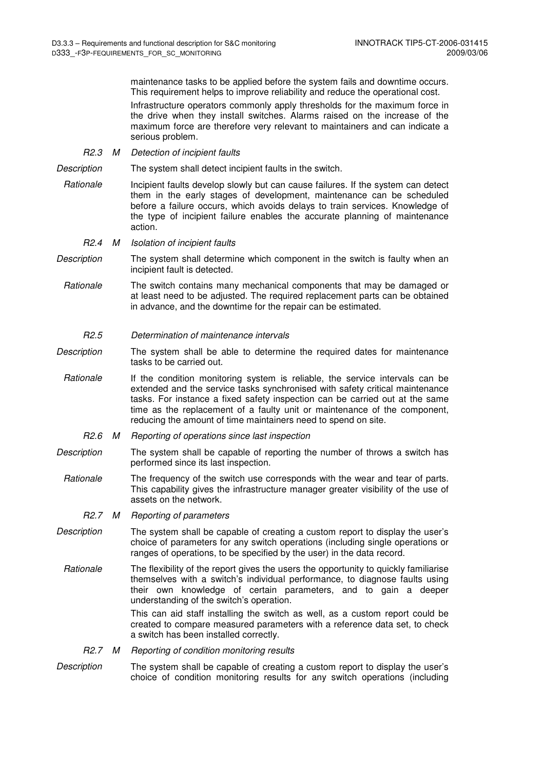maintenance tasks to be applied before the system fails and downtime occurs. This requirement helps to improve reliability and reduce the operational cost.

Infrastructure operators commonly apply thresholds for the maximum force in the drive when they install switches. Alarms raised on the increase of the maximum force are therefore very relevant to maintainers and can indicate a serious problem.

*R2.3 M Detection of incipient faults*

*Description* The system shall detect incipient faults in the switch.

*Rationale* Incipient faults develop slowly but can cause failures. If the system can detect them in the early stages of development, maintenance can be scheduled before a failure occurs, which avoids delays to train services. Knowledge of the type of incipient failure enables the accurate planning of maintenance action.

*R2.4 M Isolation of incipient faults*

*Description* The system shall determine which component in the switch is faulty when an incipient fault is detected.

*Rationale* The switch contains many mechanical components that may be damaged or at least need to be adjusted. The required replacement parts can be obtained in advance, and the downtime for the repair can be estimated.

*R2.5 Determination of maintenance intervals*

*Description* The system shall be able to determine the required dates for maintenance tasks to be carried out.

*Rationale* If the condition monitoring system is reliable, the service intervals can be extended and the service tasks synchronised with safety critical maintenance tasks. For instance a fixed safety inspection can be carried out at the same time as the replacement of a faulty unit or maintenance of the component, reducing the amount of time maintainers need to spend on site.

*R2.6 M Reporting of operations since last inspection*

*Description* The system shall be capable of reporting the number of throws a switch has performed since its last inspection.

*Rationale* The frequency of the switch use corresponds with the wear and tear of parts. This capability gives the infrastructure manager greater visibility of the use of assets on the network.

*R2.7 M Reporting of parameters*

*Description* The system shall be capable of creating a custom report to display the user's choice of parameters for any switch operations (including single operations or ranges of operations, to be specified by the user) in the data record.

*Rationale* The flexibility of the report gives the users the opportunity to quickly familiarise themselves with a switch's individual performance, to diagnose faults using their own knowledge of certain parameters, and to gain a deeper understanding of the switch's operation.

This can aid staff installing the switch as well, as a custom report could be created to compare measured parameters with a reference data set, to check a switch has been installed correctly.

*R2.7 M Reporting of condition monitoring results*

*Description* The system shall be capable of creating a custom report to display the user's choice of condition monitoring results for any switch operations (including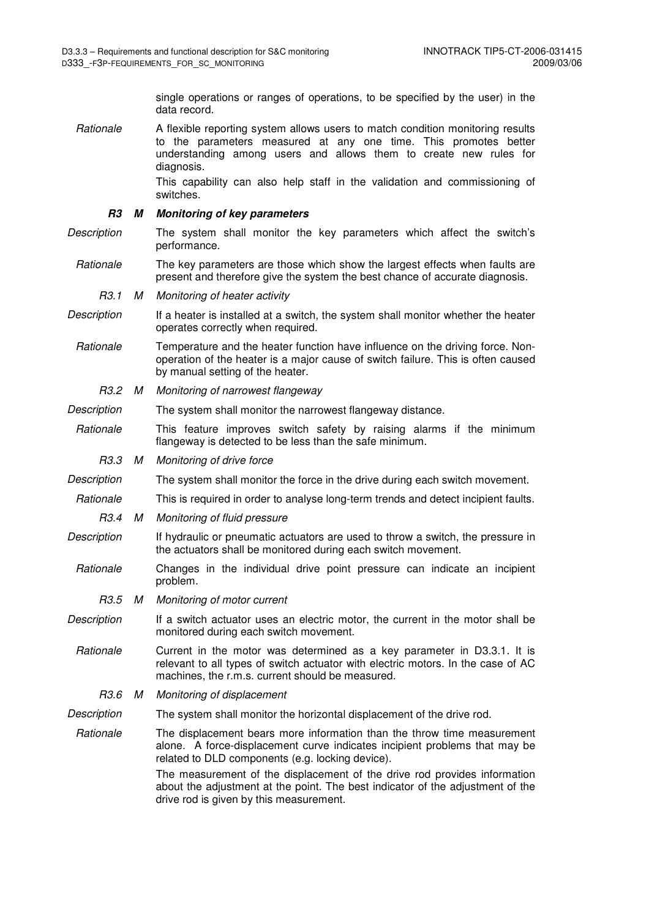single operations or ranges of operations, to be specified by the user) in the data record.

*Rationale* A flexible reporting system allows users to match condition monitoring results to the parameters measured at any one time. This promotes better understanding among users and allows them to create new rules for diagnosis.

This capability can also help staff in the validation and commissioning of switches.

### *R3 M Monitoring of key parameters*

*Description* The system shall monitor the key parameters which affect the switch's performance.

*Rationale* The key parameters are those which show the largest effects when faults are present and therefore give the system the best chance of accurate diagnosis.

*R3.1 M Monitoring of heater activity*

*Description* If a heater is installed at a switch, the system shall monitor whether the heater operates correctly when required.

*Rationale* Temperature and the heater function have influence on the driving force. Non-operation of the heater is a major cause of switch failure. This is often caused by manual setting of the heater.

*R3.2 M Monitoring of narrowest flangeway*

*Description* The system shall monitor the narrowest flangeway distance.

*Rationale* This feature improves switch safety by raising alarms if the minimum flangeway is detected to be less than the safe minimum.

*R3.3 M Monitoring of drive force*

*Description* The system shall monitor the force in the drive during each switch movement.

*Rationale* This is required in order to analyse long-term trends and detect incipient faults.

*R3.4 M Monitoring of fluid pressure*

*Description* If hydraulic or pneumatic actuators are used to throw a switch, the pressure in the actuators shall be monitored during each switch movement.

*Rationale* Changes in the individual drive point pressure can indicate an incipient problem.

*R3.5 M Monitoring of motor current*

*Description* If a switch actuator uses an electric motor, the current in the motor shall be monitored during each switch movement.

*Rationale* Current in the motor was determined as a key parameter in D3.3.1. It is relevant to all types of switch actuator with electric motors. In the case of AC machines, the r.m.s. current should be measured.

*R3.6 M Monitoring of displacement*

*Description* The system shall monitor the horizontal displacement of the drive rod.

*Rationale* The displacement bears more information than the throw time measurement alone. A force-displacement curve indicates incipient problems that may be related to DLD components (e.g. locking device).

The measurement of the displacement of the drive rod provides information about the adjustment at the point. The best indicator of the adjustment of the drive rod is given by this measurement.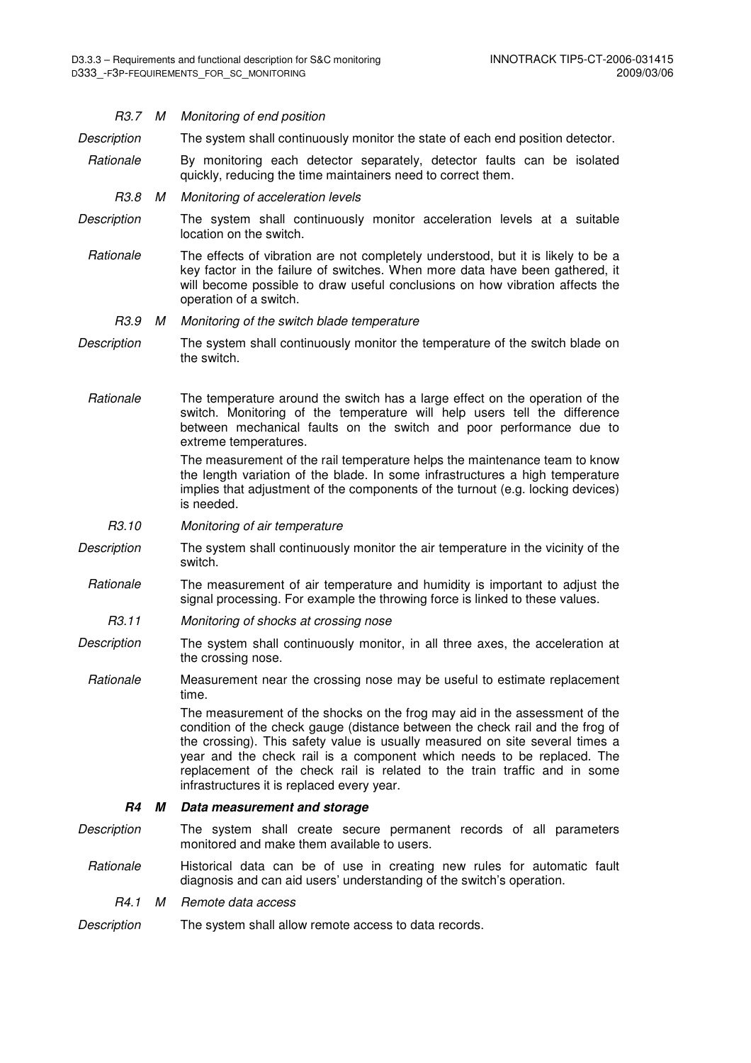*R3.7 M Monitoring of end position*

*Description* The system shall continuously monitor the state of each end position detector.

*Rationale* By monitoring each detector separately, detector faults can be isolated quickly, reducing the time maintainers need to correct them.

*R3.8 M Monitoring of acceleration levels*

*Description* The system shall continuously monitor acceleration levels at a suitable location on the switch.

*Rationale* The effects of vibration are not completely understood, but it is likely to be a key factor in the failure of switches. When more data have been gathered, it will become possible to draw useful conclusions on how vibration affects the operation of a switch.

*R3.9 M Monitoring of the switch blade temperature*

*Description* The system shall continuously monitor the temperature of the switch blade on the switch.

*Rationale* The temperature around the switch has a large effect on the operation of the switch. Monitoring of the temperature will help users tell the difference between mechanical faults on the switch and poor performance due to extreme temperatures.

The measurement of the rail temperature helps the maintenance team to know the length variation of the blade. In some infrastructures a high temperature implies that adjustment of the components of the turnout (e.g. locking devices) is needed.

*R3.10 Monitoring of air temperature*

*Description* The system shall continuously monitor the air temperature in the vicinity of the switch.

*Rationale* The measurement of air temperature and humidity is important to adjust the signal processing. For example the throwing force is linked to these values.

*R3.11 Monitoring of shocks at crossing nose*

*Description* The system shall continuously monitor, in all three axes, the acceleration at the crossing nose.

*Rationale* Measurement near the crossing nose may be useful to estimate replacement time.

The measurement of the shocks on the frog may aid in the assessment of the condition of the check gauge (distance between the check rail and the frog of the crossing). This safety value is usually measured on site several times a year and the check rail is a component which needs to be replaced. The replacement of the check rail is related to the train traffic and in some infrastructures it is replaced every year.

***R4 M Data measurement and storage***

*Description* The system shall create secure permanent records of all parameters monitored and make them available to users.

*Rationale* Historical data can be of use in creating new rules for automatic fault diagnosis and can aid users' understanding of the switch's operation.

*R4.1 M Remote data access*

*Description* The system shall allow remote access to data records.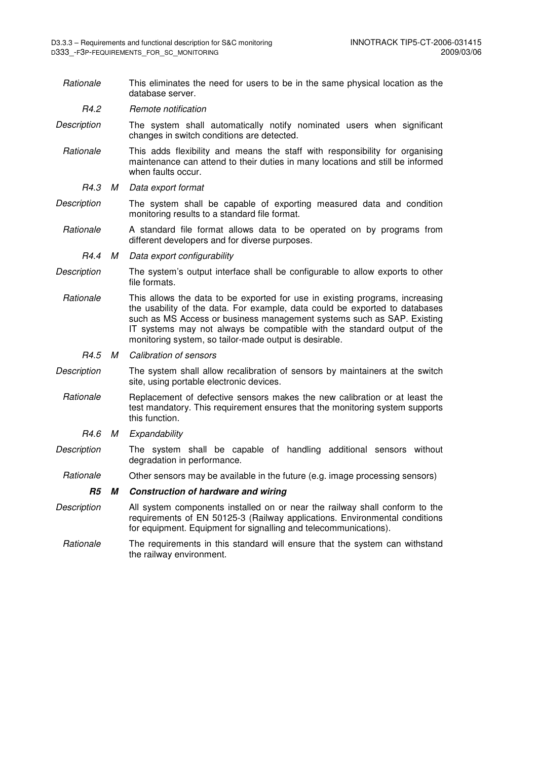*Rationale* This eliminates the need for users to be in the same physical location as the database server.

*R4.2* *Remote notification*

*Description* The system shall automatically notify nominated users when significant changes in switch conditions are detected.

*Rationale* This adds flexibility and means the staff with responsibility for organising maintenance can attend to their duties in many locations and still be informed when faults occur.

*R4.3 M* *Data export format*

*Description* The system shall be capable of exporting measured data and condition monitoring results to a standard file format.

*Rationale* A standard file format allows data to be operated on by programs from different developers and for diverse purposes.

*R4.4 M* *Data export configurability*

*Description* The system's output interface shall be configurable to allow exports to other file formats.

*Rationale* This allows the data to be exported for use in existing programs, increasing the usability of the data. For example, data could be exported to databases such as MS Access or business management systems such as SAP. Existing IT systems may not always be compatible with the standard output of the monitoring system, so tailor-made output is desirable.

*R4.5 M* *Calibration of sensors*

*Description* The system shall allow recalibration of sensors by maintainers at the switch site, using portable electronic devices.

*Rationale* Replacement of defective sensors makes the new calibration or at least the test mandatory. This requirement ensures that the monitoring system supports this function.

*R4.6 M* *Expandability*

*Description* The system shall be capable of handling additional sensors without degradation in performance.

*Rationale* Other sensors may be available in the future (e.g. image processing sensors)

***R5 M*** ***Construction of hardware and wiring***

*Description* All system components installed on or near the railway shall conform to the requirements of EN 50125-3 (Railway applications. Environmental conditions for equipment. Equipment for signalling and telecommunications).

*Rationale* The requirements in this standard will ensure that the system can withstand the railway environment.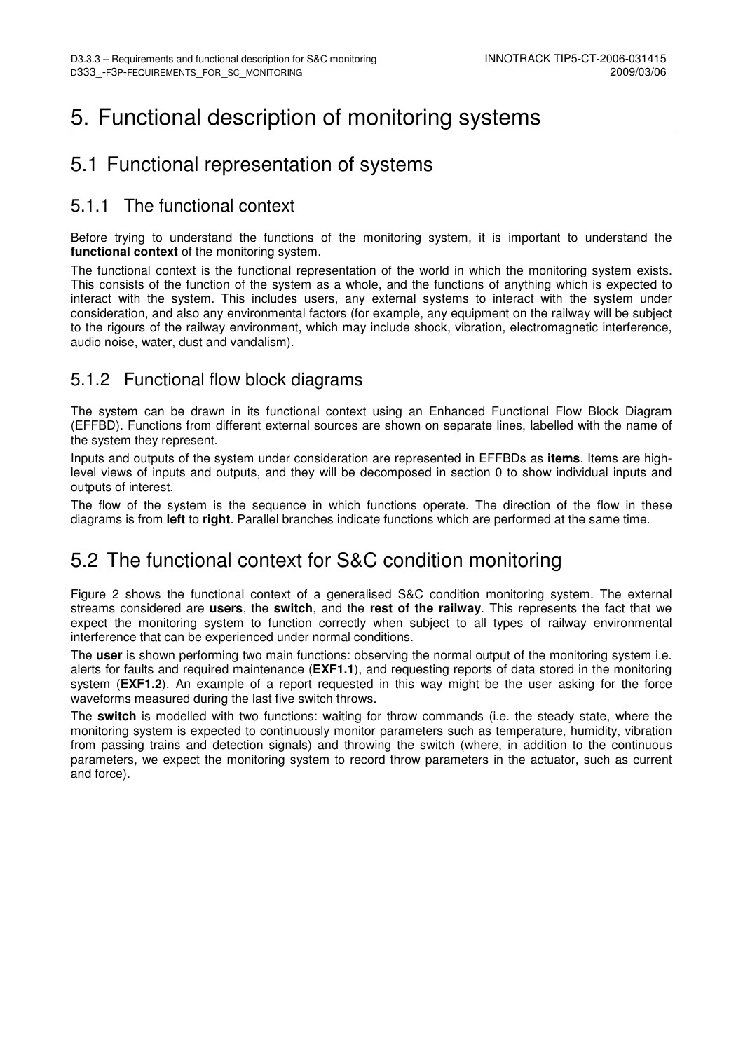# 5. Functional description of monitoring systems

## 5.1 Functional representation of systems

### 5.1.1 The functional context

Before trying to understand the functions of the monitoring system, it is important to understand the **functional context** of the monitoring system.

The functional context is the functional representation of the world in which the monitoring system exists. This consists of the function of the system as a whole, and the functions of anything which is expected to interact with the system. This includes users, any external systems to interact with the system under consideration, and also any environmental factors (for example, any equipment on the railway will be subject to the rigours of the railway environment, which may include shock, vibration, electromagnetic interference, audio noise, water, dust and vandalism).

### 5.1.2 Functional flow block diagrams

The system can be drawn in its functional context using an Enhanced Functional Flow Block Diagram (EFFBD). Functions from different external sources are shown on separate lines, labelled with the name of the system they represent.

Inputs and outputs of the system under consideration are represented in EFFBDs as **items**. Items are high-level views of inputs and outputs, and they will be decomposed in section 0 to show individual inputs and outputs of interest.

The flow of the system is the sequence in which functions operate. The direction of the flow in these diagrams is from **left** to **right**. Parallel branches indicate functions which are performed at the same time.

## 5.2 The functional context for S&C condition monitoring

Figure 2 shows the functional context of a generalised S&C condition monitoring system. The external streams considered are **users**, the **switch**, and the **rest of the railway**. This represents the fact that we expect the monitoring system to function correctly when subject to all types of railway environmental interference that can be experienced under normal conditions.

The **user** is shown performing two main functions: observing the normal output of the monitoring system i.e. alerts for faults and required maintenance (**EXF1.1**), and requesting reports of data stored in the monitoring system (**EXF1.2**). An example of a report requested in this way might be the user asking for the force waveforms measured during the last five switch throws.

The **switch** is modelled with two functions: waiting for throw commands (i.e. the steady state, where the monitoring system is expected to continuously monitor parameters such as temperature, humidity, vibration from passing trains and detection signals) and throwing the switch (where, in addition to the continuous parameters, we expect the monitoring system to record throw parameters in the actuator, such as current and force).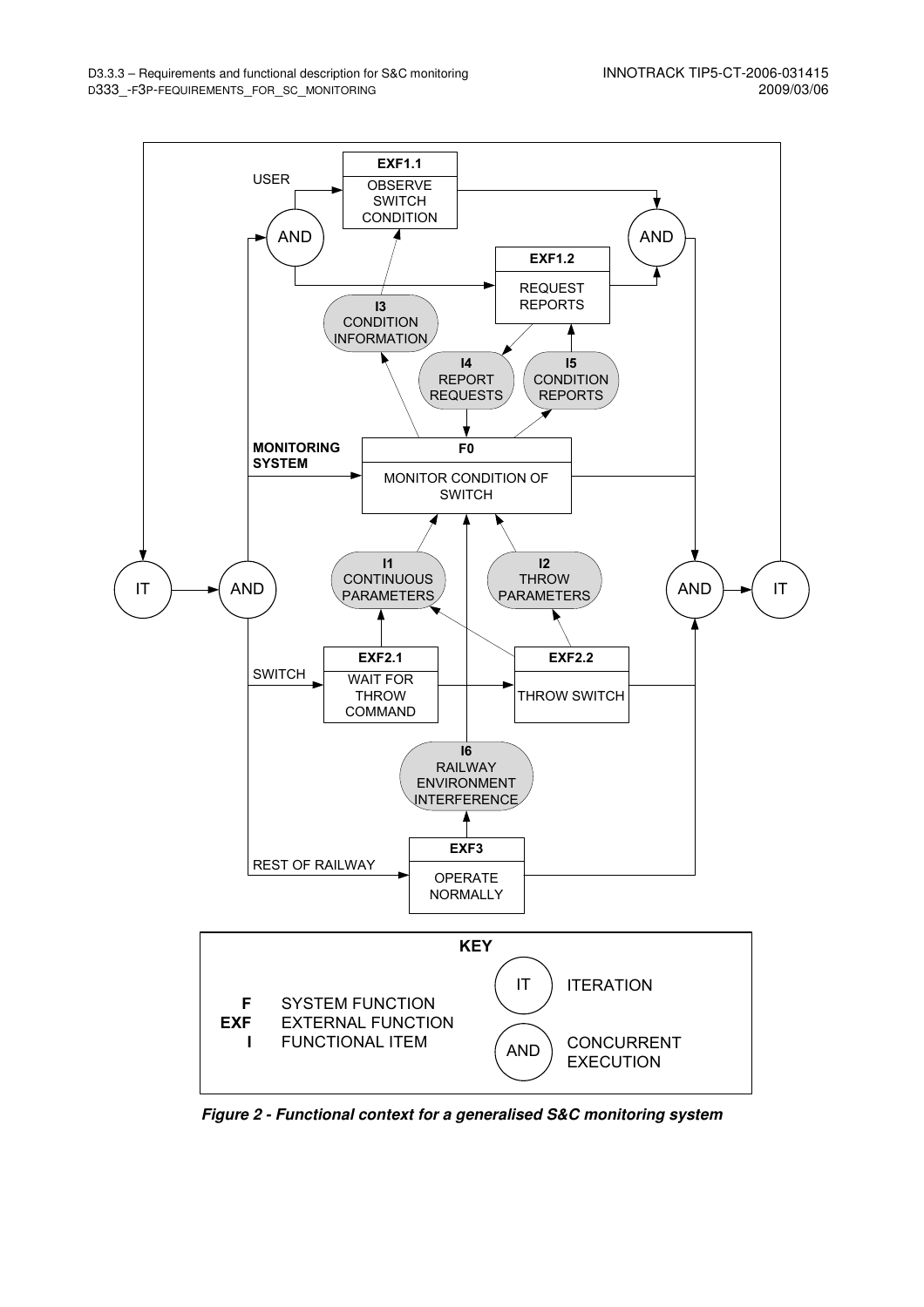USER

**EXF1.1** OBSERVE SWITCH CONDITION

**EXF1.2** REQUEST REPORTS

**I3** CONDITION INFORMATION

**I4** REPORT REQUESTS

**I5** CONDITION REPORTS

**MONITORING SYSTEM**

**F0** MONITOR CONDITION OF SWITCH

**I1** CONTINUOUS PARAMETERS

**I2** THROW PARAMETERS

SWITCH

**EXF2.1** WAIT FOR THROW COMMAND

**EXF2.2** THROW SWITCH

**I6** RAILWAY ENVIRONMENT INTERFERENCE

REST OF RAILWAY

**EXF3** OPERATE NORMALLY

IT, AND, AND, AND, AND, IT

**KEY**

| | | | |
|---|---|---|---|
| **F** | SYSTEM FUNCTION | IT | ITERATION |
| **EXF** | EXTERNAL FUNCTION | | |
| **I** | FUNCTIONAL ITEM | AND | CONCURRENT EXECUTION |

***Figure 2 - Functional context for a generalised S&C monitoring system***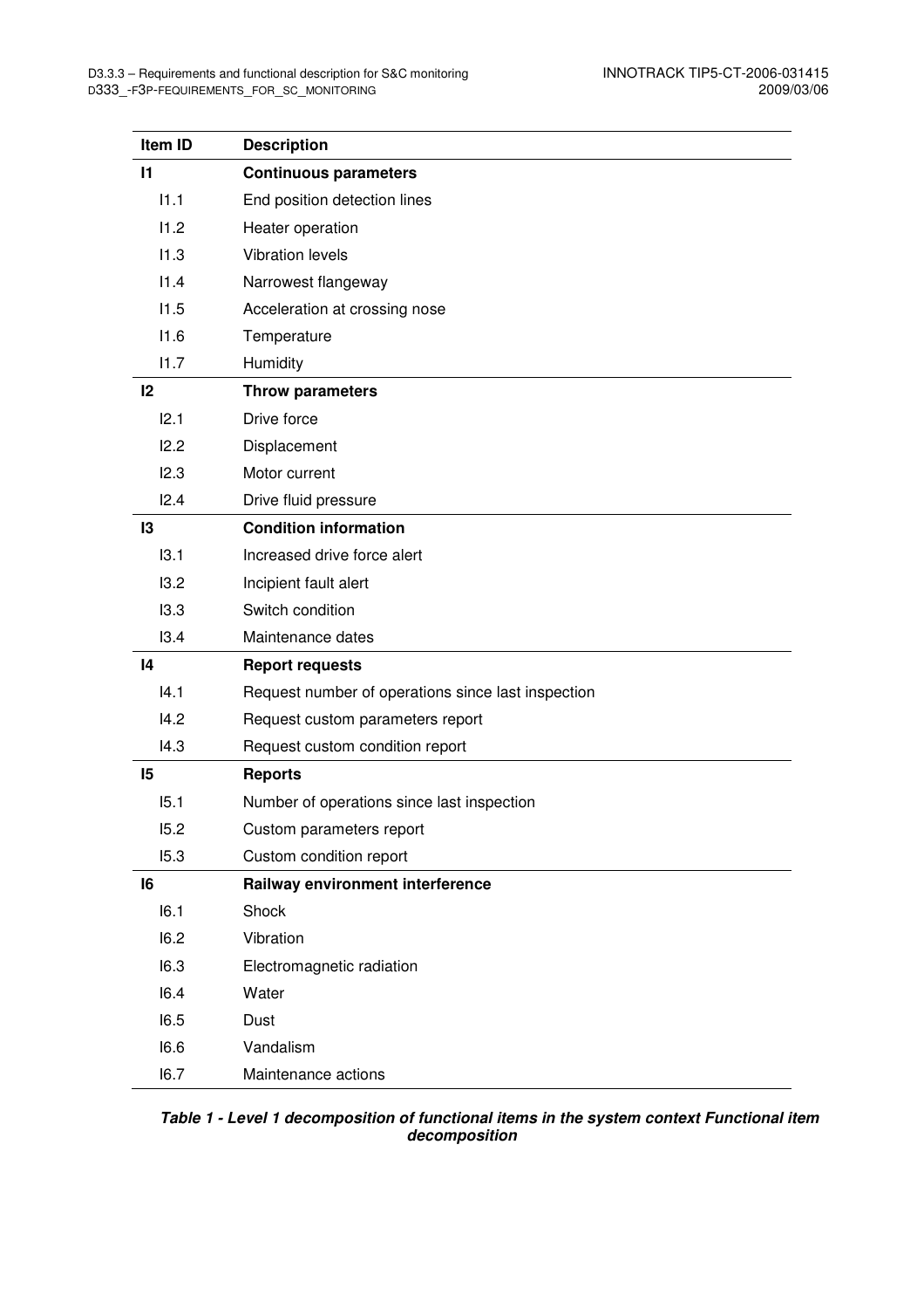| Item ID | Description |
|---|---|
| **I1** | **Continuous parameters** |
| I1.1 | End position detection lines |
| I1.2 | Heater operation |
| I1.3 | Vibration levels |
| I1.4 | Narrowest flangeway |
| I1.5 | Acceleration at crossing nose |
| I1.6 | Temperature |
| I1.7 | Humidity |
| **I2** | **Throw parameters** |
| I2.1 | Drive force |
| I2.2 | Displacement |
| I2.3 | Motor current |
| I2.4 | Drive fluid pressure |
| **I3** | **Condition information** |
| I3.1 | Increased drive force alert |
| I3.2 | Incipient fault alert |
| I3.3 | Switch condition |
| I3.4 | Maintenance dates |
| **I4** | **Report requests** |
| I4.1 | Request number of operations since last inspection |
| I4.2 | Request custom parameters report |
| I4.3 | Request custom condition report |
| **I5** | **Reports** |
| I5.1 | Number of operations since last inspection |
| I5.2 | Custom parameters report |
| I5.3 | Custom condition report |
| **I6** | **Railway environment interference** |
| I6.1 | Shock |
| I6.2 | Vibration |
| I6.3 | Electromagnetic radiation |
| I6.4 | Water |
| I6.5 | Dust |
| I6.6 | Vandalism |
| I6.7 | Maintenance actions |

***Table 1 - Level 1 decomposition of functional items in the system context Functional item decomposition***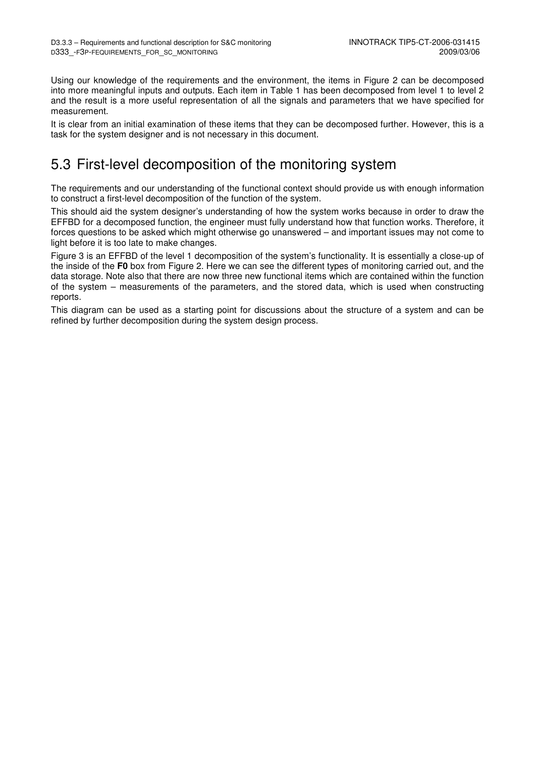Using our knowledge of the requirements and the environment, the items in Figure 2 can be decomposed into more meaningful inputs and outputs. Each item in Table 1 has been decomposed from level 1 to level 2 and the result is a more useful representation of all the signals and parameters that we have specified for measurement.

It is clear from an initial examination of these items that they can be decomposed further. However, this is a task for the system designer and is not necessary in this document.

## 5.3 First-level decomposition of the monitoring system

The requirements and our understanding of the functional context should provide us with enough information to construct a first-level decomposition of the function of the system.

This should aid the system designer's understanding of how the system works because in order to draw the EFFBD for a decomposed function, the engineer must fully understand how that function works. Therefore, it forces questions to be asked which might otherwise go unanswered – and important issues may not come to light before it is too late to make changes.

Figure 3 is an EFFBD of the level 1 decomposition of the system's functionality. It is essentially a close-up of the inside of the **F0** box from Figure 2. Here we can see the different types of monitoring carried out, and the data storage. Note also that there are now three new functional items which are contained within the function of the system – measurements of the parameters, and the stored data, which is used when constructing reports.

This diagram can be used as a starting point for discussions about the structure of a system and can be refined by further decomposition during the system design process.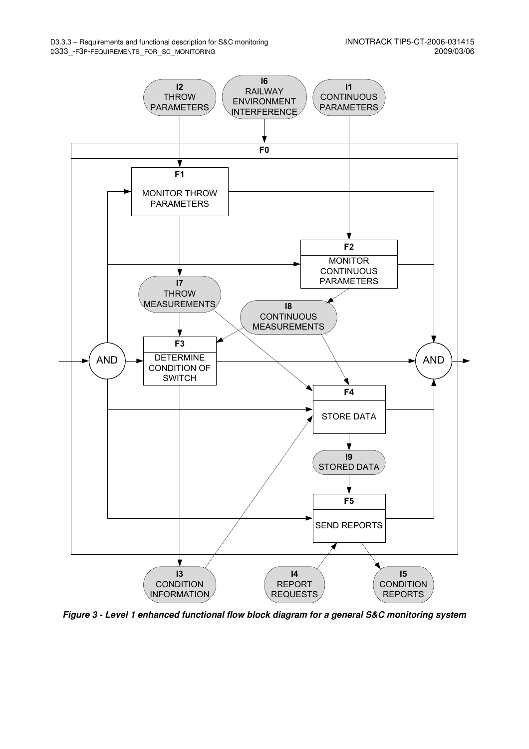*Figure 3 - Level 1 enhanced functional flow block diagram for a general S&C monitoring system*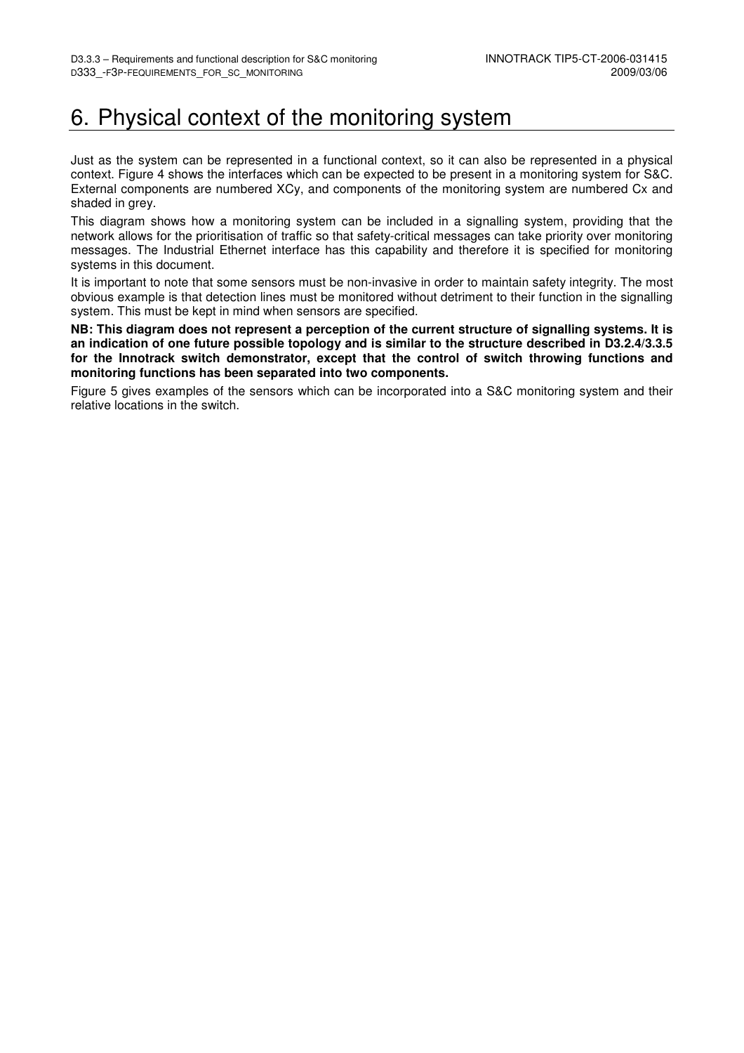# 6. Physical context of the monitoring system

Just as the system can be represented in a functional context, so it can also be represented in a physical context. Figure 4 shows the interfaces which can be expected to be present in a monitoring system for S&C. External components are numbered XCy, and components of the monitoring system are numbered Cx and shaded in grey.

This diagram shows how a monitoring system can be included in a signalling system, providing that the network allows for the prioritisation of traffic so that safety-critical messages can take priority over monitoring messages. The Industrial Ethernet interface has this capability and therefore it is specified for monitoring systems in this document.

It is important to note that some sensors must be non-invasive in order to maintain safety integrity. The most obvious example is that detection lines must be monitored without detriment to their function in the signalling system. This must be kept in mind when sensors are specified.

**NB: This diagram does not represent a perception of the current structure of signalling systems. It is an indication of one future possible topology and is similar to the structure described in D3.2.4/3.3.5 for the Innotrack switch demonstrator, except that the control of switch throwing functions and monitoring functions has been separated into two components.**

Figure 5 gives examples of the sensors which can be incorporated into a S&C monitoring system and their relative locations in the switch.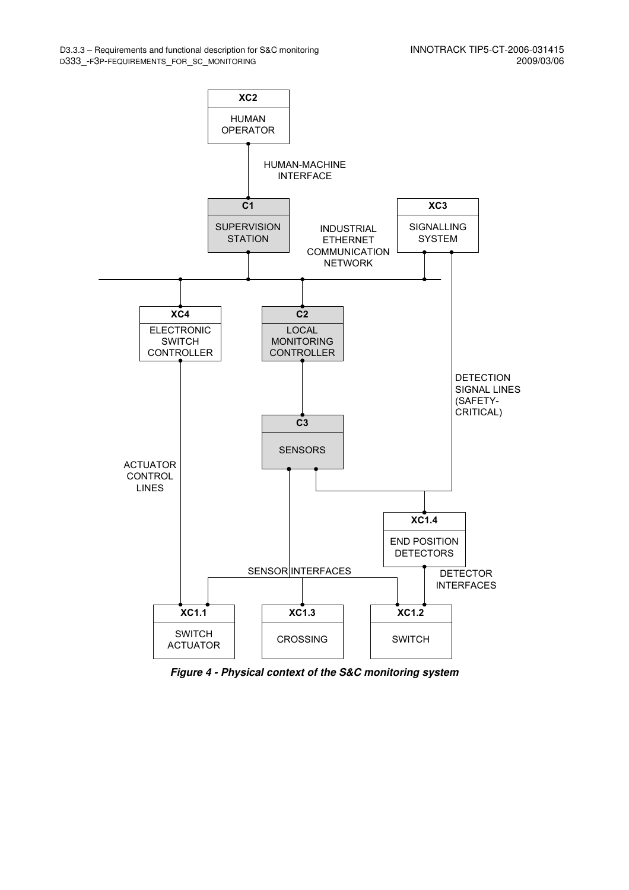HUMAN-MACHINE INTERFACE

XC2 HUMAN OPERATOR

C1 SUPERVISION STATION

INDUSTRIAL ETHERNET COMMUNICATION NETWORK

XC3 SIGNALLING SYSTEM

XC4 ELECTRONIC SWITCH CONTROLLER

C2 LOCAL MONITORING CONTROLLER

DETECTION SIGNAL LINES (SAFETY-CRITICAL)

C3 SENSORS

ACTUATOR CONTROL LINES

XC1.4 END POSITION DETECTORS

SENSOR INTERFACES

DETECTOR INTERFACES

XC1.1 SWITCH ACTUATOR

XC1.3 CROSSING

XC1.2 SWITCH

***Figure 4 - Physical context of the S&C monitoring system***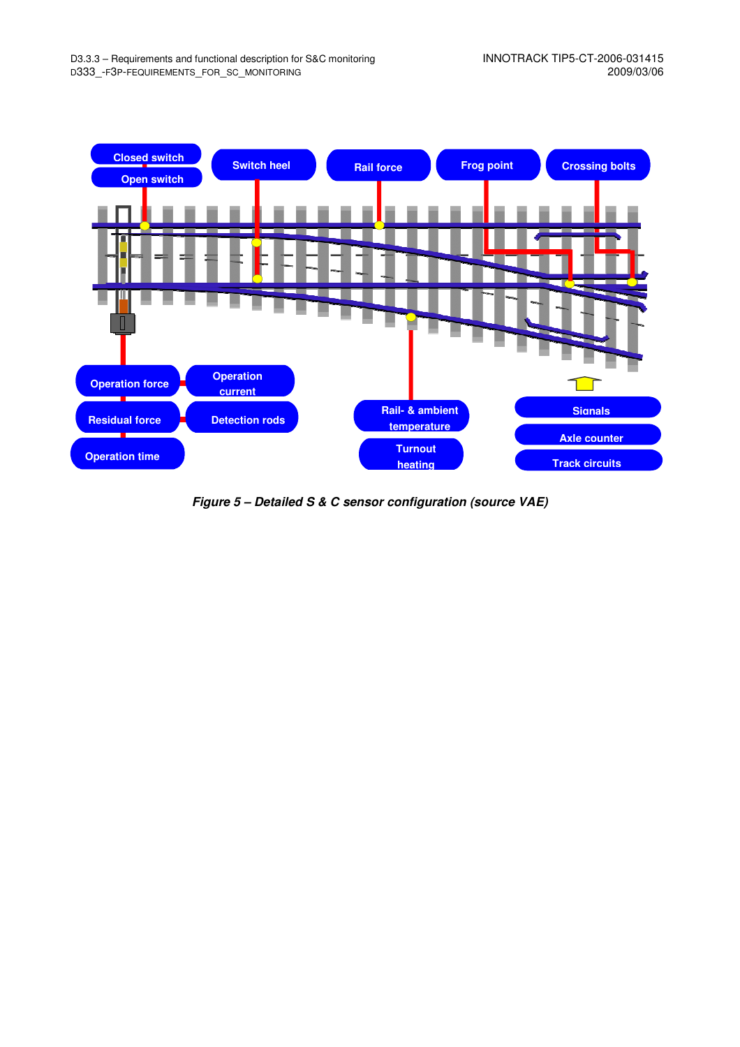Closed switch

Open switch

Switch heel

Rail force

Frog point

Crossing bolts

Operation force

Operation current

Residual force

Detection rods

Operation time

Rail- & ambient temperature

Turnout heating

Signals

Axle counter

Track circuits

***Figure 5 – Detailed S & C sensor configuration (source VAE)***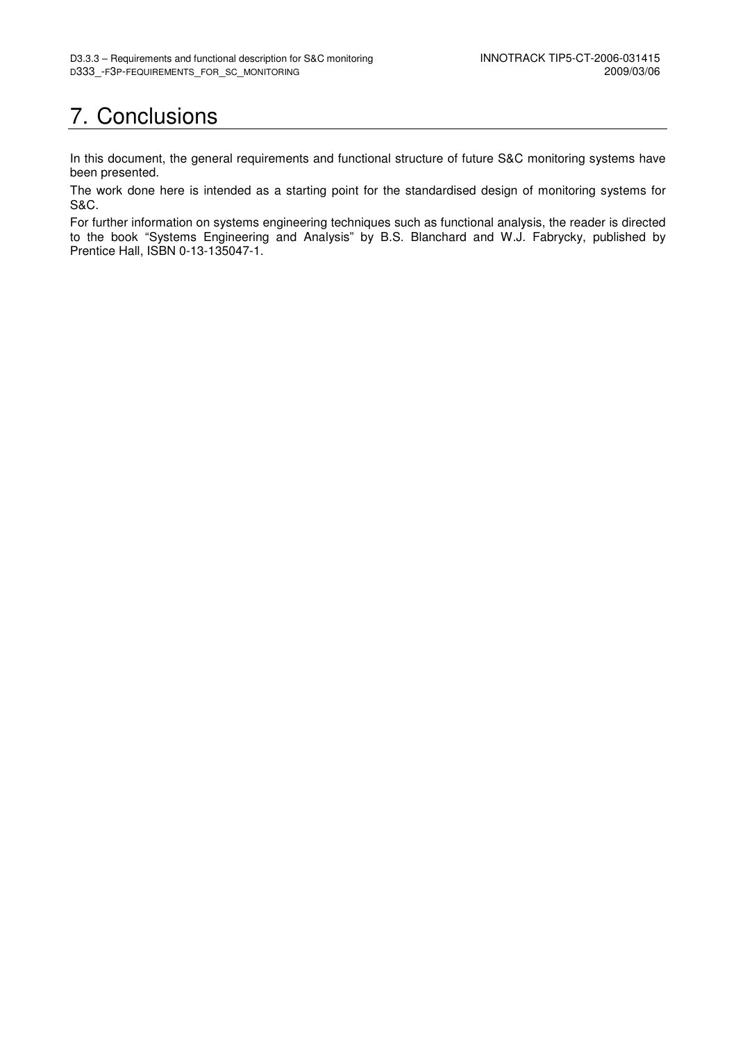# 7. Conclusions

In this document, the general requirements and functional structure of future S&C monitoring systems have been presented.

The work done here is intended as a starting point for the standardised design of monitoring systems for S&C.

For further information on systems engineering techniques such as functional analysis, the reader is directed to the book "Systems Engineering and Analysis" by B.S. Blanchard and W.J. Fabrycky, published by Prentice Hall, ISBN 0-13-135047-1.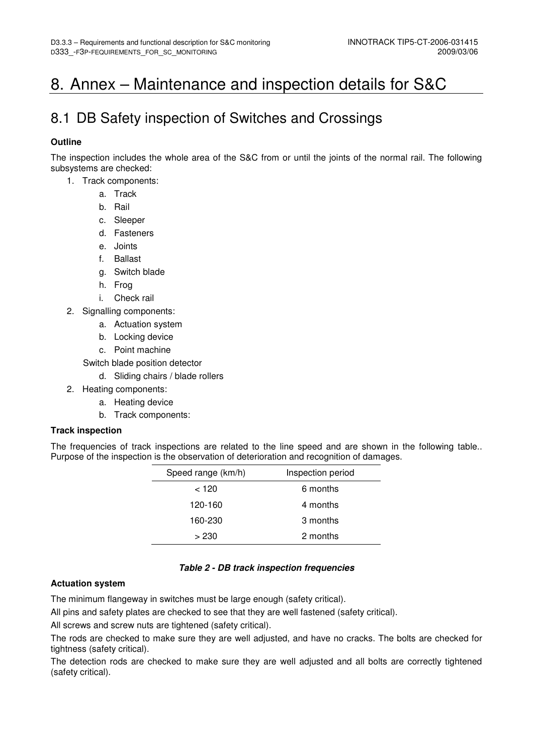# 8. Annex – Maintenance and inspection details for S&C

## 8.1 DB Safety inspection of Switches and Crossings

**Outline**

The inspection includes the whole area of the S&C from or until the joints of the normal rail. The following subsystems are checked:

1. Track components:
    a. Track
    b. Rail
    c. Sleeper
    d. Fasteners
    e. Joints
    f. Ballast
    g. Switch blade
    h. Frog
    i. Check rail
2. Signalling components:
    a. Actuation system
    b. Locking device
    c. Point machine
    
    Switch blade position detector
    
    d. Sliding chairs / blade rollers
2. Heating components:
    a. Heating device
    b. Track components:

**Track inspection**

The frequencies of track inspections are related to the line speed and are shown in the following table.. Purpose of the inspection is the observation of deterioration and recognition of damages.

| Speed range (km/h) | Inspection period |
|---|---|
| < 120 | 6 months |
| 120-160 | 4 months |
| 160-230 | 3 months |
| > 230 | 2 months |

***Table 2 - DB track inspection frequencies***

**Actuation system**

The minimum flangeway in switches must be large enough (safety critical).

All pins and safety plates are checked to see that they are well fastened (safety critical).

All screws and screw nuts are tightened (safety critical).

The rods are checked to make sure they are well adjusted, and have no cracks. The bolts are checked for tightness (safety critical).

The detection rods are checked to make sure they are well adjusted and all bolts are correctly tightened (safety critical).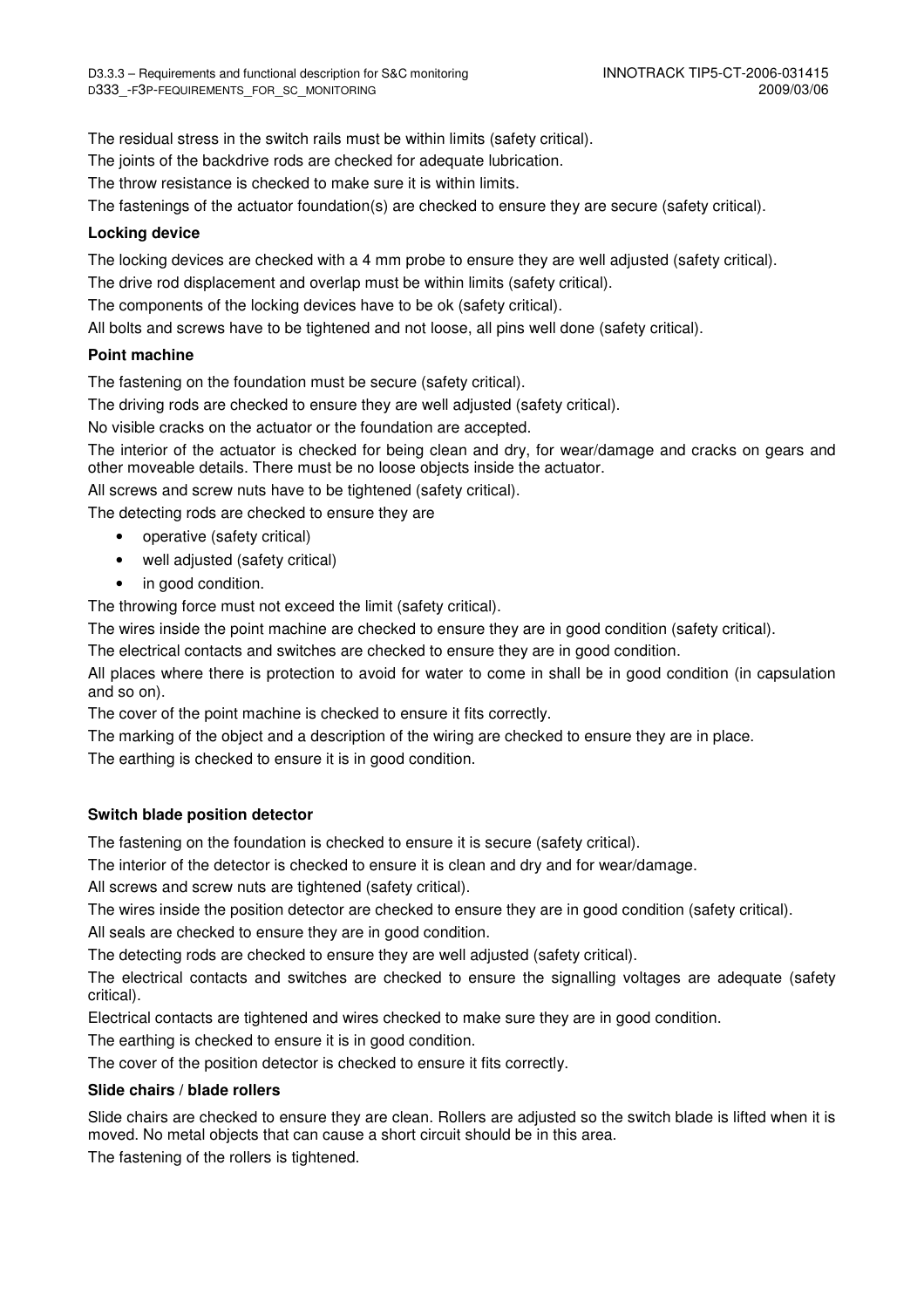The residual stress in the switch rails must be within limits (safety critical).

The joints of the backdrive rods are checked for adequate lubrication.

The throw resistance is checked to make sure it is within limits.

The fastenings of the actuator foundation(s) are checked to ensure they are secure (safety critical).

**Locking device**

The locking devices are checked with a 4 mm probe to ensure they are well adjusted (safety critical).

The drive rod displacement and overlap must be within limits (safety critical).

The components of the locking devices have to be ok (safety critical).

All bolts and screws have to be tightened and not loose, all pins well done (safety critical).

**Point machine**

The fastening on the foundation must be secure (safety critical).

The driving rods are checked to ensure they are well adjusted (safety critical).

No visible cracks on the actuator or the foundation are accepted.

The interior of the actuator is checked for being clean and dry, for wear/damage and cracks on gears and other moveable details. There must be no loose objects inside the actuator.

All screws and screw nuts have to be tightened (safety critical).

The detecting rods are checked to ensure they are

- operative (safety critical)
- well adjusted (safety critical)
- in good condition.

The throwing force must not exceed the limit (safety critical).

The wires inside the point machine are checked to ensure they are in good condition (safety critical).

The electrical contacts and switches are checked to ensure they are in good condition.

All places where there is protection to avoid for water to come in shall be in good condition (in capsulation and so on).

The cover of the point machine is checked to ensure it fits correctly.

The marking of the object and a description of the wiring are checked to ensure they are in place.

The earthing is checked to ensure it is in good condition.

**Switch blade position detector**

The fastening on the foundation is checked to ensure it is secure (safety critical).

The interior of the detector is checked to ensure it is clean and dry and for wear/damage.

All screws and screw nuts are tightened (safety critical).

The wires inside the position detector are checked to ensure they are in good condition (safety critical).

All seals are checked to ensure they are in good condition.

The detecting rods are checked to ensure they are well adjusted (safety critical).

The electrical contacts and switches are checked to ensure the signalling voltages are adequate (safety critical).

Electrical contacts are tightened and wires checked to make sure they are in good condition.

The earthing is checked to ensure it is in good condition.

The cover of the position detector is checked to ensure it fits correctly.

**Slide chairs / blade rollers**

Slide chairs are checked to ensure they are clean. Rollers are adjusted so the switch blade is lifted when it is moved. No metal objects that can cause a short circuit should be in this area.

The fastening of the rollers is tightened.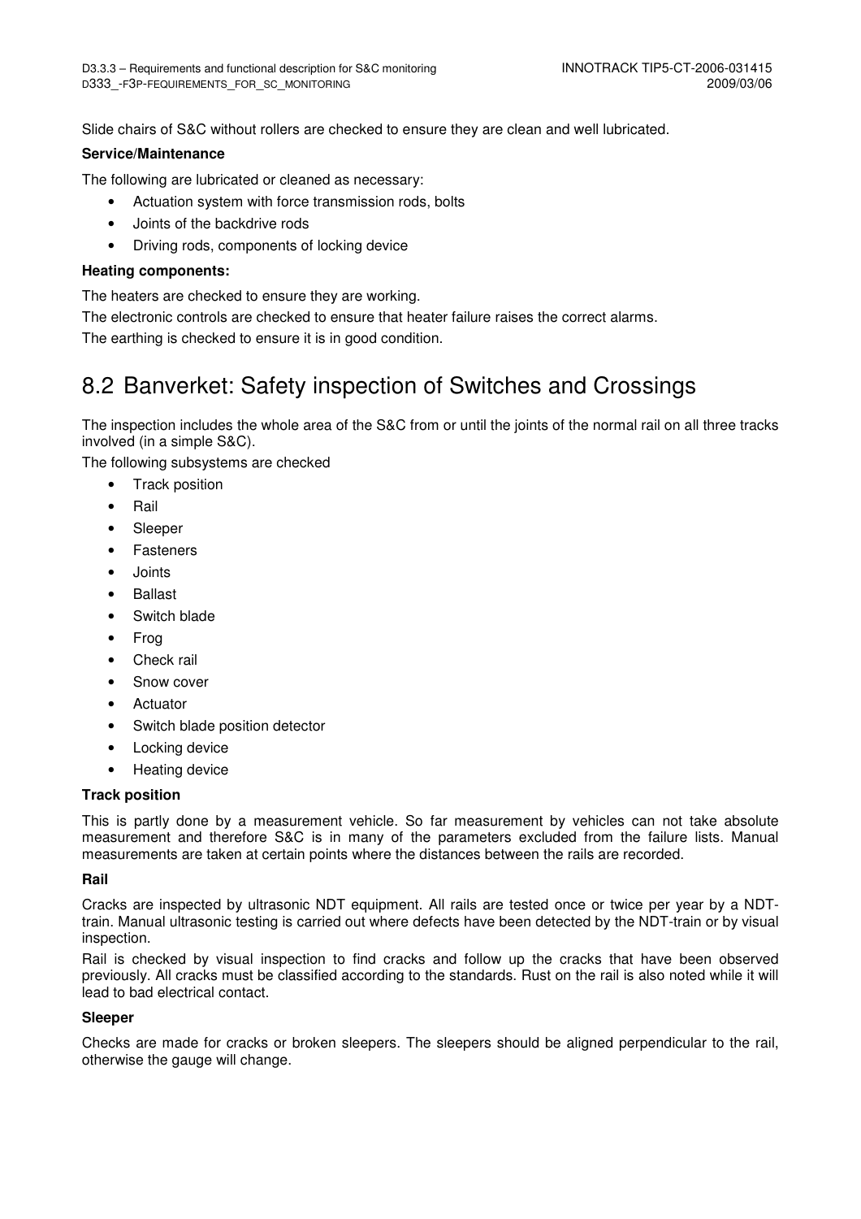Slide chairs of S&C without rollers are checked to ensure they are clean and well lubricated.

**Service/Maintenance**

The following are lubricated or cleaned as necessary:

- Actuation system with force transmission rods, bolts
- Joints of the backdrive rods
- Driving rods, components of locking device

**Heating components:**

The heaters are checked to ensure they are working.

The electronic controls are checked to ensure that heater failure raises the correct alarms.

The earthing is checked to ensure it is in good condition.

## 8.2 Banverket: Safety inspection of Switches and Crossings

The inspection includes the whole area of the S&C from or until the joints of the normal rail on all three tracks involved (in a simple S&C).

The following subsystems are checked

- Track position
- Rail
- Sleeper
- Fasteners
- Joints
- Ballast
- Switch blade
- Frog
- Check rail
- Snow cover
- Actuator
- Switch blade position detector
- Locking device
- Heating device

**Track position**

This is partly done by a measurement vehicle. So far measurement by vehicles can not take absolute measurement and therefore S&C is in many of the parameters excluded from the failure lists. Manual measurements are taken at certain points where the distances between the rails are recorded.

**Rail**

Cracks are inspected by ultrasonic NDT equipment. All rails are tested once or twice per year by a NDT-train. Manual ultrasonic testing is carried out where defects have been detected by the NDT-train or by visual inspection.

Rail is checked by visual inspection to find cracks and follow up the cracks that have been observed previously. All cracks must be classified according to the standards. Rust on the rail is also noted while it will lead to bad electrical contact.

**Sleeper**

Checks are made for cracks or broken sleepers. The sleepers should be aligned perpendicular to the rail, otherwise the gauge will change.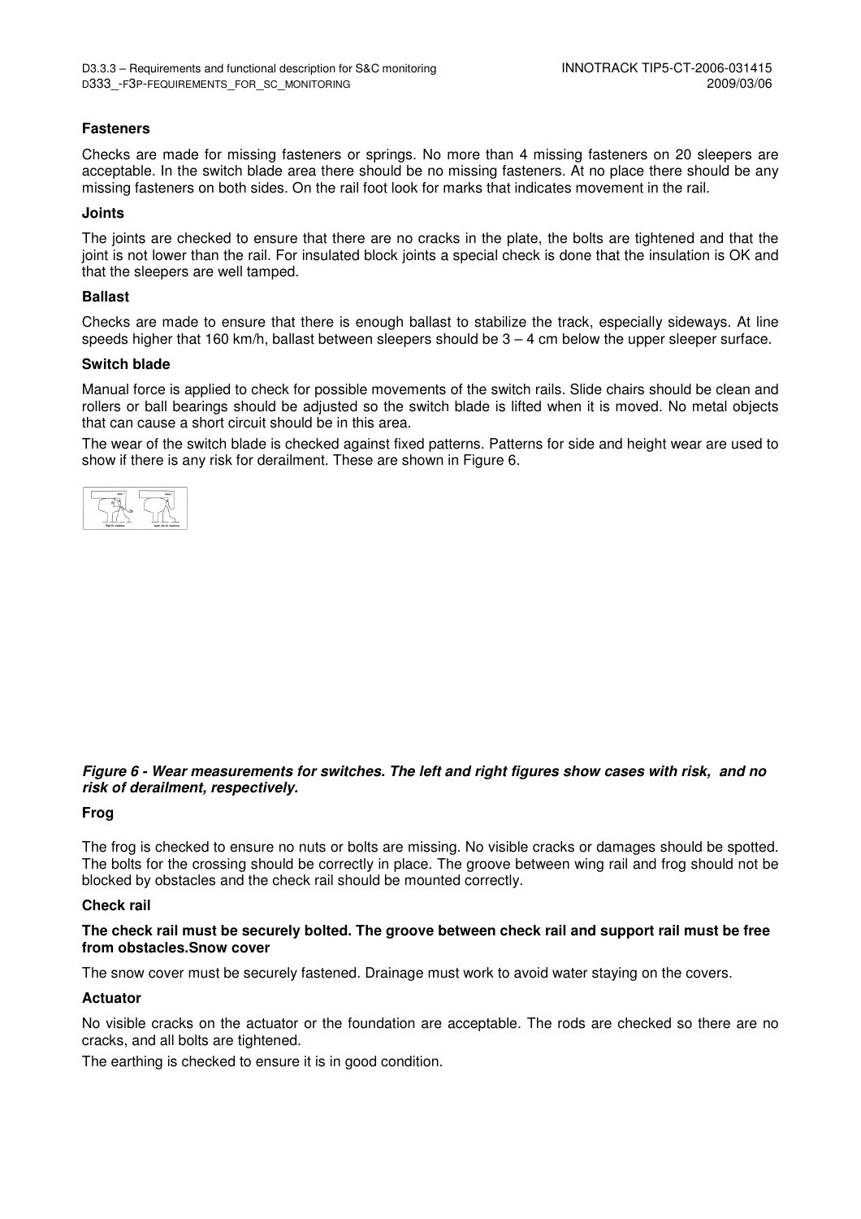### Fasteners

Checks are made for missing fasteners or springs. No more than 4 missing fasteners on 20 sleepers are acceptable. In the switch blade area there should be no missing fasteners. At no place there should be any missing fasteners on both sides. On the rail foot look for marks that indicates movement in the rail.

### Joints

The joints are checked to ensure that there are no cracks in the plate, the bolts are tightened and that the joint is not lower than the rail. For insulated block joints a special check is done that the insulation is OK and that the sleepers are well tamped.

### Ballast

Checks are made to ensure that there is enough ballast to stabilize the track, especially sideways. At line speeds higher that 160 km/h, ballast between sleepers should be 3 – 4 cm below the upper sleeper surface.

### Switch blade

Manual force is applied to check for possible movements of the switch rails. Slide chairs should be clean and rollers or ball bearings should be adjusted so the switch blade is lifted when it is moved. No metal objects that can cause a short circuit should be in this area.

The wear of the switch blade is checked against fixed patterns. Patterns for side and height wear are used to show if there is any risk for derailment. These are shown in Figure 6.

***Figure 6 - Wear measurements for switches. The left and right figures show cases with risk, and no risk of derailment, respectively.***

### Frog

The frog is checked to ensure no nuts or bolts are missing. No visible cracks or damages should be spotted. The bolts for the crossing should be correctly in place. The groove between wing rail and frog should not be blocked by obstacles and the check rail should be mounted correctly.

### Check rail

**The check rail must be securely bolted. The groove between check rail and support rail must be free from obstacles.Snow cover**

The snow cover must be securely fastened. Drainage must work to avoid water staying on the covers.

### Actuator

No visible cracks on the actuator or the foundation are acceptable. The rods are checked so there are no cracks, and all bolts are tightened.

The earthing is checked to ensure it is in good condition.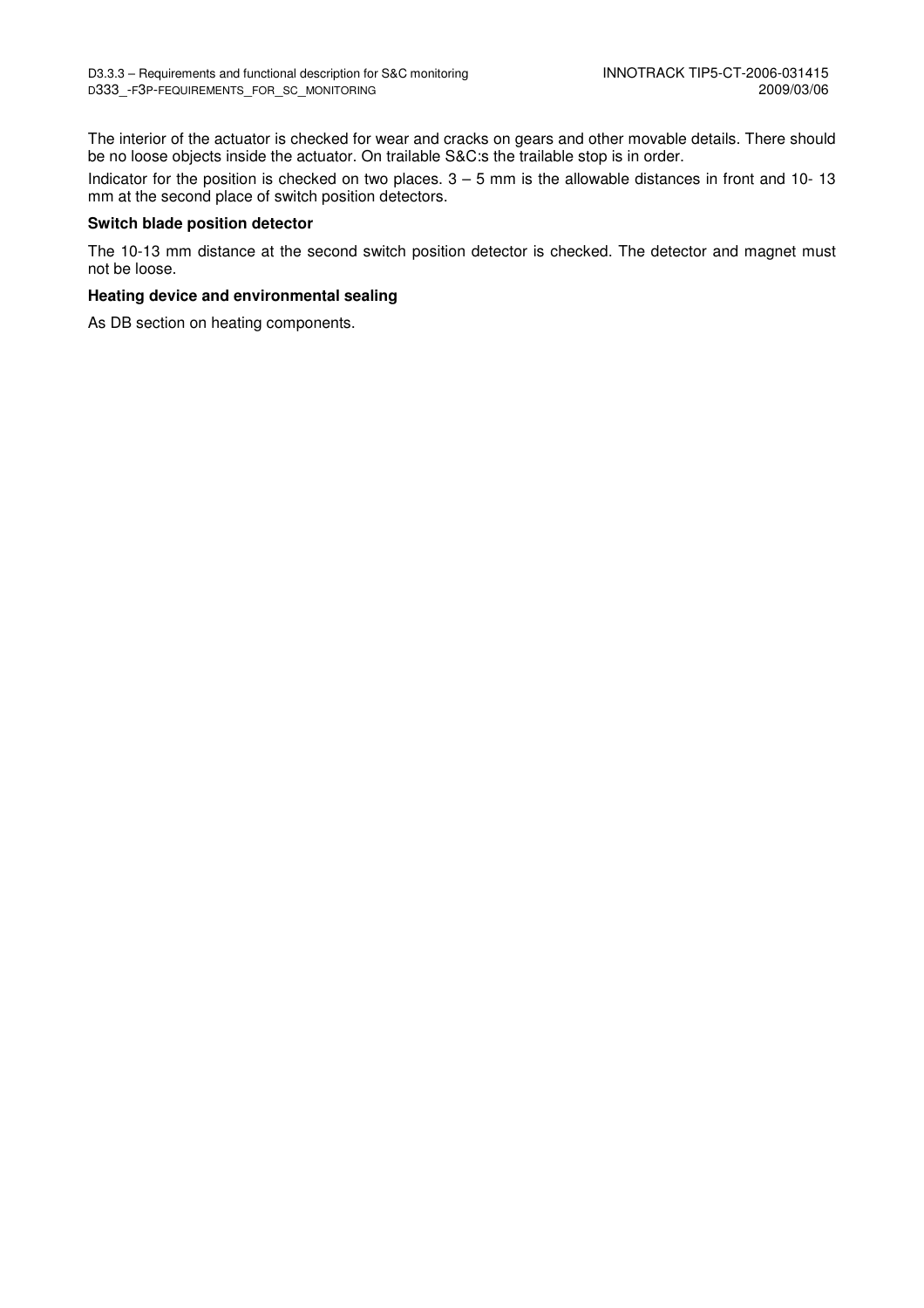The interior of the actuator is checked for wear and cracks on gears and other movable details. There should be no loose objects inside the actuator. On trailable S&C:s the trailable stop is in order.

Indicator for the position is checked on two places. 3 – 5 mm is the allowable distances in front and 10- 13 mm at the second place of switch position detectors.

**Switch blade position detector**

The 10-13 mm distance at the second switch position detector is checked. The detector and magnet must not be loose.

**Heating device and environmental sealing**

As DB section on heating components.